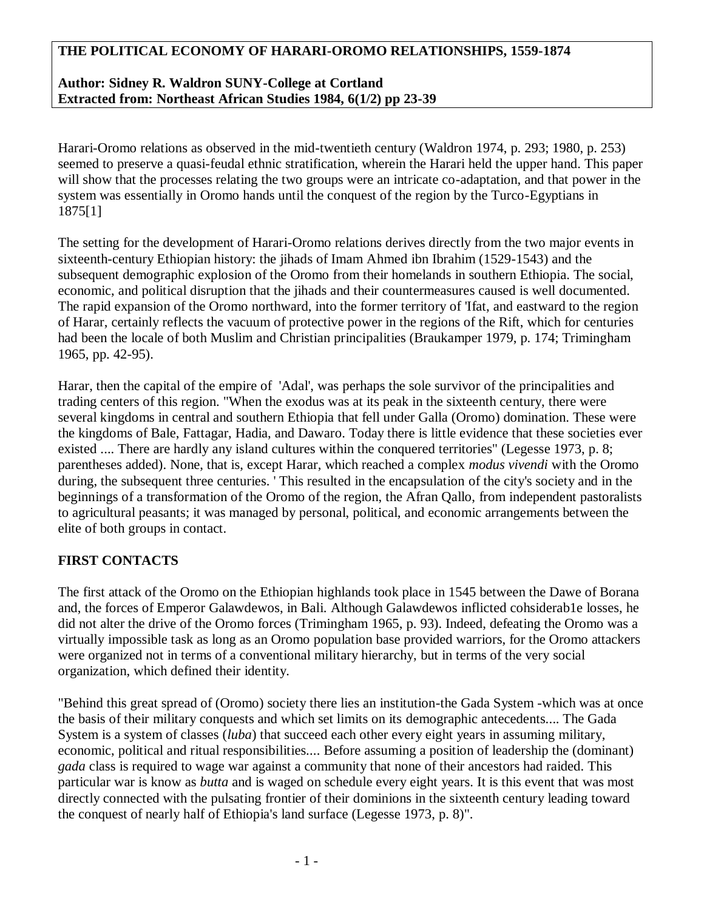# THE POLITICAL ECONOMY OF HARARI-OROMO RELATIONSHIPS, 1559-1874

**Author: Sidney R. Waldron SUNY-College at Cortland**
**Extracted from: Northeast African Studies 1984, 6(1/2) pp 23-39**

Harari-Oromo relations as observed in the mid-twentieth century (Waldron 1974, p. 293; 1980, p. 253) seemed to preserve a quasi-feudal ethnic stratification, wherein the Harari held the upper hand. This paper will show that the processes relating the two groups were an intricate co-adaptation, and that power in the system was essentially in Oromo hands until the conquest of the region by the Turco-Egyptians in 1875[1]

The setting for the development of Harari-Oromo relations derives directly from the two major events in sixteenth-century Ethiopian history: the jihads of Imam Ahmed ibn Ibrahim (1529-1543) and the subsequent demographic explosion of the Oromo from their homelands in southern Ethiopia. The social, economic, and political disruption that the jihads and their countermeasures caused is well documented. The rapid expansion of the Oromo northward, into the former territory of 'Ifat, and eastward to the region of Harar, certainly reflects the vacuum of protective power in the regions of the Rift, which for centuries had been the locale of both Muslim and Christian principalities (Braukamper 1979, p. 174; Trimingham 1965, pp. 42-95).

Harar, then the capital of the empire of 'Adal', was perhaps the sole survivor of the principalities and trading centers of this region. "When the exodus was at its peak in the sixteenth century, there were several kingdoms in central and southern Ethiopia that fell under Galla (Oromo) domination. These were the kingdoms of Bale, Fattagar, Hadia, and Dawaro. Today there is little evidence that these societies ever existed .... There are hardly any island cultures within the conquered territories" (Legesse 1973, p. 8; parentheses added). None, that is, except Harar, which reached a complex *modus vivendi* with the Oromo during, the subsequent three centuries. ' This resulted in the encapsulation of the city's society and in the beginnings of a transformation of the Oromo of the region, the Afran Qallo, from independent pastoralists to agricultural peasants; it was managed by personal, political, and economic arrangements between the elite of both groups in contact.

## FIRST CONTACTS

The first attack of the Oromo on the Ethiopian highlands took place in 1545 between the Dawe of Borana and, the forces of Emperor Galawdewos, in Bali. Although Galawdewos inflicted cohsiderab1e losses, he did not alter the drive of the Oromo forces (Trimingham 1965, p. 93). Indeed, defeating the Oromo was a virtually impossible task as long as an Oromo population base provided warriors, for the Oromo attackers were organized not in terms of a conventional military hierarchy, but in terms of the very social organization, which defined their identity.

"Behind this great spread of (Oromo) society there lies an institution-the Gada System -which was at once the basis of their military conquests and which set limits on its demographic antecedents.... The Gada System is a system of classes (*luba*) that succeed each other every eight years in assuming military, economic, political and ritual responsibilities.... Before assuming a position of leadership the (dominant) *gada* class is required to wage war against a community that none of their ancestors had raided. This particular war is know as *butta* and is waged on schedule every eight years. It is this event that was most directly connected with the pulsating frontier of their dominions in the sixteenth century leading toward the conquest of nearly half of Ethiopia's land surface (Legesse 1973, p. 8)".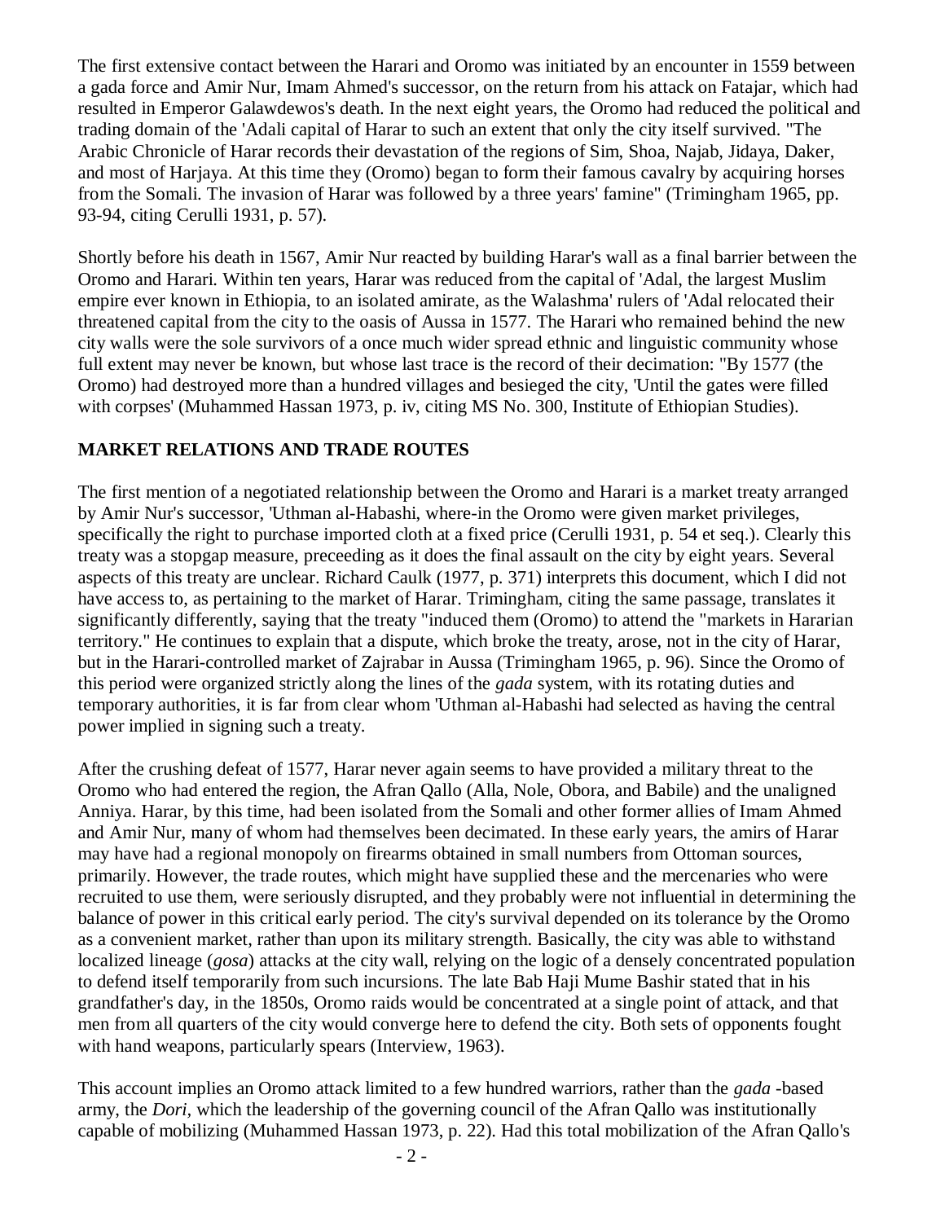The first extensive contact between the Harari and Oromo was initiated by an encounter in 1559 between a gada force and Amir Nur, Imam Ahmed's successor, on the return from his attack on Fatajar, which had resulted in Emperor Galawdewos's death. In the next eight years, the Oromo had reduced the political and trading domain of the 'Adali capital of Harar to such an extent that only the city itself survived. "The Arabic Chronicle of Harar records their devastation of the regions of Sim, Shoa, Najab, Jidaya, Daker, and most of Harjaya. At this time they (Oromo) began to form their famous cavalry by acquiring horses from the Somali. The invasion of Harar was followed by a three years' famine" (Trimingham 1965, pp. 93-94, citing Cerulli 1931, p. 57).

Shortly before his death in 1567, Amir Nur reacted by building Harar's wall as a final barrier between the Oromo and Harari. Within ten years, Harar was reduced from the capital of 'Adal, the largest Muslim empire ever known in Ethiopia, to an isolated amirate, as the Walashma' rulers of 'Adal relocated their threatened capital from the city to the oasis of Aussa in 1577. The Harari who remained behind the new city walls were the sole survivors of a once much wider spread ethnic and linguistic community whose full extent may never be known, but whose last trace is the record of their decimation: "By 1577 (the Oromo) had destroyed more than a hundred villages and besieged the city, 'Until the gates were filled with corpses' (Muhammed Hassan 1973, p. iv, citing MS No. 300, Institute of Ethiopian Studies).

## MARKET RELATIONS AND TRADE ROUTES

The first mention of a negotiated relationship between the Oromo and Harari is a market treaty arranged by Amir Nur's successor, 'Uthman al-Habashi, where-in the Oromo were given market privileges, specifically the right to purchase imported cloth at a fixed price (Cerulli 1931, p. 54 et seq.). Clearly this treaty was a stopgap measure, preceeding as it does the final assault on the city by eight years. Several aspects of this treaty are unclear. Richard Caulk (1977, p. 371) interprets this document, which I did not have access to, as pertaining to the market of Harar. Trimingham, citing the same passage, translates it significantly differently, saying that the treaty "induced them (Oromo) to attend the "markets in Hararian territory." He continues to explain that a dispute, which broke the treaty, arose, not in the city of Harar, but in the Harari-controlled market of Zajrabar in Aussa (Trimingham 1965, p. 96). Since the Oromo of this period were organized strictly along the lines of the *gada* system, with its rotating duties and temporary authorities, it is far from clear whom 'Uthman al-Habashi had selected as having the central power implied in signing such a treaty.

After the crushing defeat of 1577, Harar never again seems to have provided a military threat to the Oromo who had entered the region, the Afran Qallo (Alla, Nole, Obora, and Babile) and the unaligned Anniya. Harar, by this time, had been isolated from the Somali and other former allies of Imam Ahmed and Amir Nur, many of whom had themselves been decimated. In these early years, the amirs of Harar may have had a regional monopoly on firearms obtained in small numbers from Ottoman sources, primarily. However, the trade routes, which might have supplied these and the mercenaries who were recruited to use them, were seriously disrupted, and they probably were not influential in determining the balance of power in this critical early period. The city's survival depended on its tolerance by the Oromo as a convenient market, rather than upon its military strength. Basically, the city was able to withstand localized lineage (*gosa*) attacks at the city wall, relying on the logic of a densely concentrated population to defend itself temporarily from such incursions. The late Bab Haji Mume Bashir stated that in his grandfather's day, in the 1850s, Oromo raids would be concentrated at a single point of attack, and that men from all quarters of the city would converge here to defend the city. Both sets of opponents fought with hand weapons, particularly spears (Interview, 1963).

This account implies an Oromo attack limited to a few hundred warriors, rather than the *gada* -based army, the *Dori,* which the leadership of the governing council of the Afran Qallo was institutionally capable of mobilizing (Muhammed Hassan 1973, p. 22). Had this total mobilization of the Afran Qallo's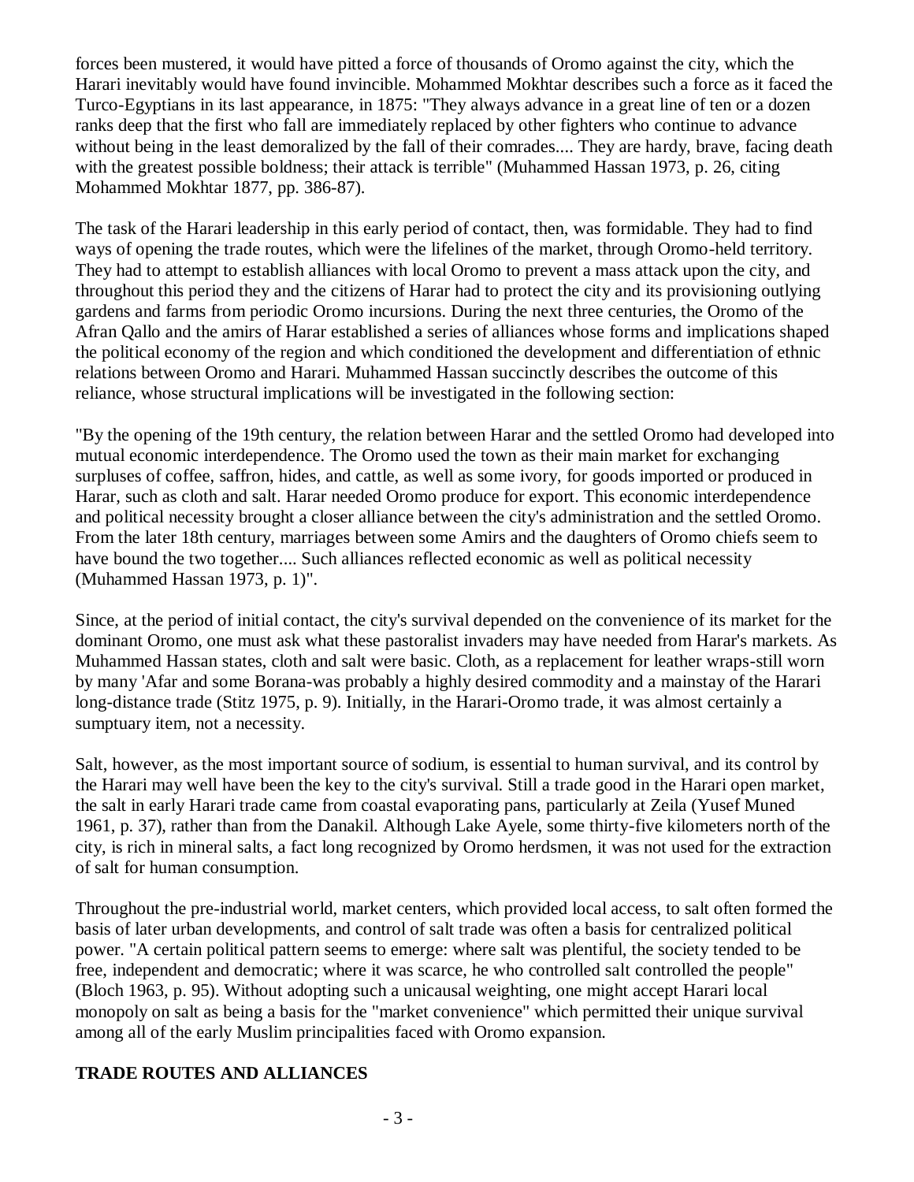forces been mustered, it would have pitted a force of thousands of Oromo against the city, which the Harari inevitably would have found invincible. Mohammed Mokhtar describes such a force as it faced the Turco-Egyptians in its last appearance, in 1875: "They always advance in a great line of ten or a dozen ranks deep that the first who fall are immediately replaced by other fighters who continue to advance without being in the least demoralized by the fall of their comrades.... They are hardy, brave, facing death with the greatest possible boldness; their attack is terrible" (Muhammed Hassan 1973, p. 26, citing Mohammed Mokhtar 1877, pp. 386-87).

The task of the Harari leadership in this early period of contact, then, was formidable. They had to find ways of opening the trade routes, which were the lifelines of the market, through Oromo-held territory. They had to attempt to establish alliances with local Oromo to prevent a mass attack upon the city, and throughout this period they and the citizens of Harar had to protect the city and its provisioning outlying gardens and farms from periodic Oromo incursions. During the next three centuries, the Oromo of the Afran Qallo and the amirs of Harar established a series of alliances whose forms and implications shaped the political economy of the region and which conditioned the development and differentiation of ethnic relations between Oromo and Harari. Muhammed Hassan succinctly describes the outcome of this reliance, whose structural implications will be investigated in the following section:

"By the opening of the 19th century, the relation between Harar and the settled Oromo had developed into mutual economic interdependence. The Oromo used the town as their main market for exchanging surpluses of coffee, saffron, hides, and cattle, as well as some ivory, for goods imported or produced in Harar, such as cloth and salt. Harar needed Oromo produce for export. This economic interdependence and political necessity brought a closer alliance between the city's administration and the settled Oromo. From the later 18th century, marriages between some Amirs and the daughters of Oromo chiefs seem to have bound the two together.... Such alliances reflected economic as well as political necessity (Muhammed Hassan 1973, p. 1)".

Since, at the period of initial contact, the city's survival depended on the convenience of its market for the dominant Oromo, one must ask what these pastoralist invaders may have needed from Harar's markets. As Muhammed Hassan states, cloth and salt were basic. Cloth, as a replacement for leather wraps-still worn by many 'Afar and some Borana-was probably a highly desired commodity and a mainstay of the Harari long-distance trade (Stitz 1975, p. 9). Initially, in the Harari-Oromo trade, it was almost certainly a sumptuary item, not a necessity.

Salt, however, as the most important source of sodium, is essential to human survival, and its control by the Harari may well have been the key to the city's survival. Still a trade good in the Harari open market, the salt in early Harari trade came from coastal evaporating pans, particularly at Zeila (Yusef Muned 1961, p. 37), rather than from the Danakil. Although Lake Ayele, some thirty-five kilometers north of the city, is rich in mineral salts, a fact long recognized by Oromo herdsmen, it was not used for the extraction of salt for human consumption.

Throughout the pre-industrial world, market centers, which provided local access, to salt often formed the basis of later urban developments, and control of salt trade was often a basis for centralized political power. "A certain political pattern seems to emerge: where salt was plentiful, the society tended to be free, independent and democratic; where it was scarce, he who controlled salt controlled the people" (Bloch 1963, p. 95). Without adopting such a unicausal weighting, one might accept Harari local monopoly on salt as being a basis for the "market convenience" which permitted their unique survival among all of the early Muslim principalities faced with Oromo expansion.

## TRADE ROUTES AND ALLIANCES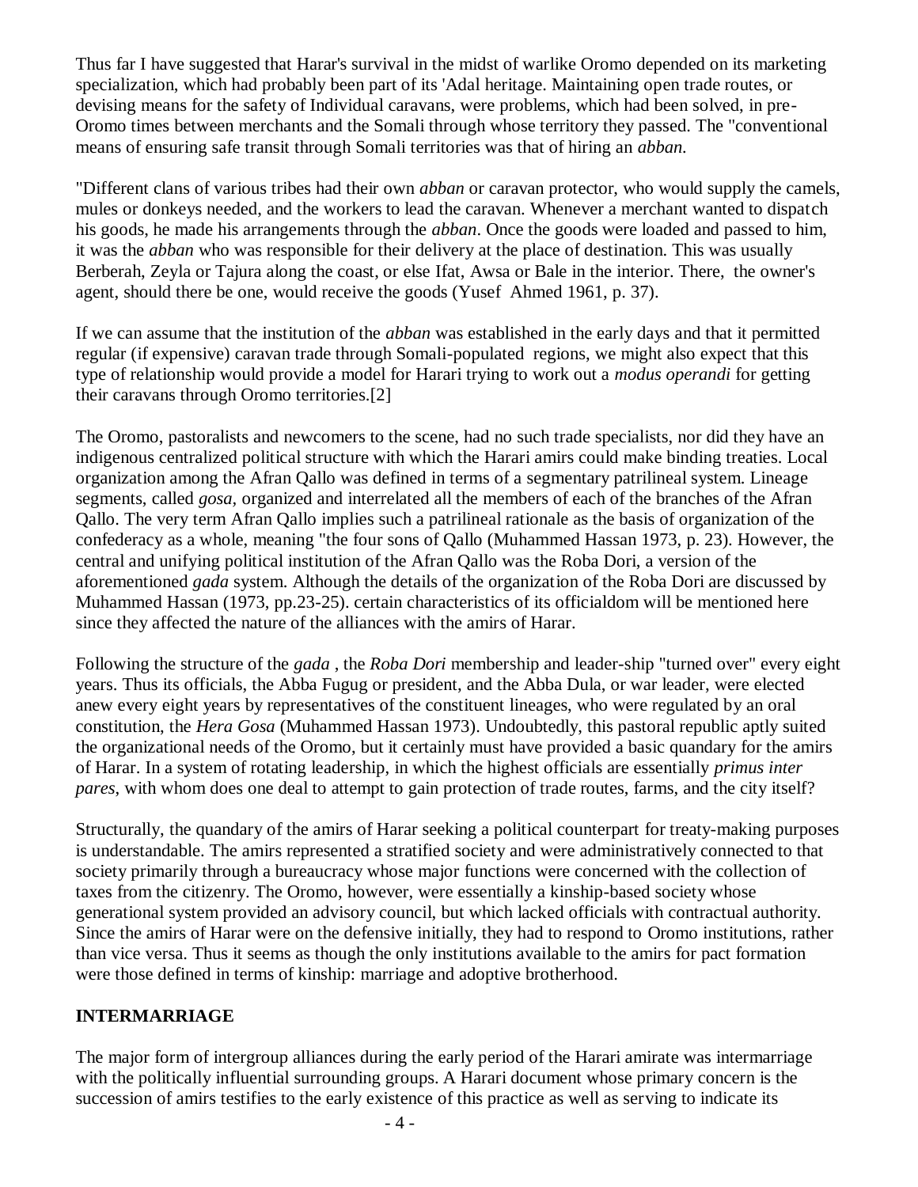Thus far I have suggested that Harar's survival in the midst of warlike Oromo depended on its marketing specialization, which had probably been part of its 'Adal heritage. Maintaining open trade routes, or devising means for the safety of Individual caravans, were problems, which had been solved, in pre-Oromo times between merchants and the Somali through whose territory they passed. The "conventional means of ensuring safe transit through Somali territories was that of hiring an *abban*.

"Different clans of various tribes had their own *abban* or caravan protector, who would supply the camels, mules or donkeys needed, and the workers to lead the caravan. Whenever a merchant wanted to dispatch his goods, he made his arrangements through the *abban*. Once the goods were loaded and passed to him, it was the *abban* who was responsible for their delivery at the place of destination. This was usually Berberah, Zeyla or Tajura along the coast, or else Ifat, Awsa or Bale in the interior. There, the owner's agent, should there be one, would receive the goods (Yusef Ahmed 1961, p. 37).

If we can assume that the institution of the *abban* was established in the early days and that it permitted regular (if expensive) caravan trade through Somali-populated regions, we might also expect that this type of relationship would provide a model for Harari trying to work out a *modus operandi* for getting their caravans through Oromo territories.[2]

The Oromo, pastoralists and newcomers to the scene, had no such trade specialists, nor did they have an indigenous centralized political structure with which the Harari amirs could make binding treaties. Local organization among the Afran Qallo was defined in terms of a segmentary patrilineal system. Lineage segments, called *gosa*, organized and interrelated all the members of each of the branches of the Afran Qallo. The very term Afran Qallo implies such a patrilineal rationale as the basis of organization of the confederacy as a whole, meaning "the four sons of Qallo (Muhammed Hassan 1973, p. 23). However, the central and unifying political institution of the Afran Qallo was the Roba Dori, a version of the aforementioned *gada* system. Although the details of the organization of the Roba Dori are discussed by Muhammed Hassan (1973, pp.23-25). certain characteristics of its officialdom will be mentioned here since they affected the nature of the alliances with the amirs of Harar.

Following the structure of the *gada* , the *Roba Dori* membership and leader-ship "turned over" every eight years. Thus its officials, the Abba Fugug or president, and the Abba Dula, or war leader, were elected anew every eight years by representatives of the constituent lineages, who were regulated by an oral constitution, the *Hera Gosa* (Muhammed Hassan 1973). Undoubtedly, this pastoral republic aptly suited the organizational needs of the Oromo, but it certainly must have provided a basic quandary for the amirs of Harar. In a system of rotating leadership, in which the highest officials are essentially *primus inter pares*, with whom does one deal to attempt to gain protection of trade routes, farms, and the city itself?

Structurally, the quandary of the amirs of Harar seeking a political counterpart for treaty-making purposes is understandable. The amirs represented a stratified society and were administratively connected to that society primarily through a bureaucracy whose major functions were concerned with the collection of taxes from the citizenry. The Oromo, however, were essentially a kinship-based society whose generational system provided an advisory council, but which lacked officials with contractual authority. Since the amirs of Harar were on the defensive initially, they had to respond to Oromo institutions, rather than vice versa. Thus it seems as though the only institutions available to the amirs for pact formation were those defined in terms of kinship: marriage and adoptive brotherhood.

## INTERMARRIAGE

The major form of intergroup alliances during the early period of the Harari amirate was intermarriage with the politically influential surrounding groups. A Harari document whose primary concern is the succession of amirs testifies to the early existence of this practice as well as serving to indicate its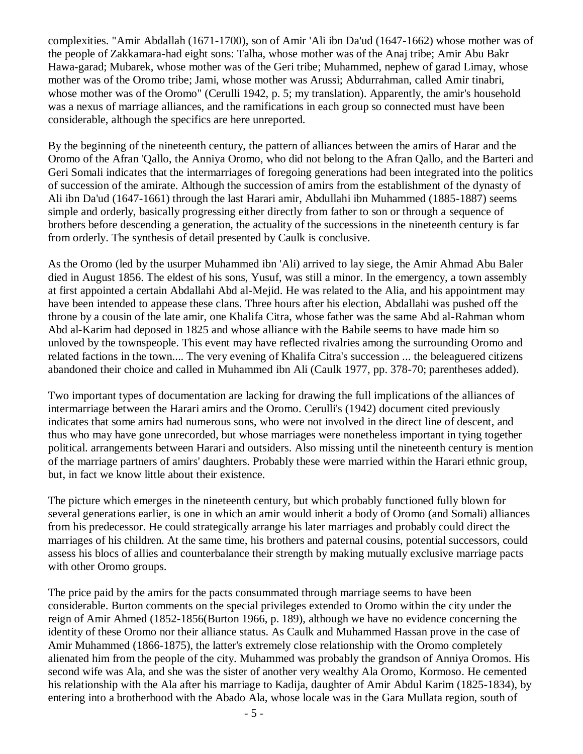complexities. "Amir Abdallah (1671-1700), son of Amir 'Ali ibn Da'ud (1647-1662) whose mother was of the people of Zakkamara-had eight sons: Talha, whose mother was of the Anaj tribe; Amir Abu Bakr Hawa-garad; Mubarek, whose mother was of the Geri tribe; Muhammed, nephew of garad Limay, whose mother was of the Oromo tribe; Jami, whose mother was Arussi; Abdurrahman, called Amir tinabri, whose mother was of the Oromo" (Cerulli 1942, p. 5; my translation). Apparently, the amir's household was a nexus of marriage alliances, and the ramifications in each group so connected must have been considerable, although the specifics are here unreported.

By the beginning of the nineteenth century, the pattern of alliances between the amirs of Harar and the Oromo of the Afran 'Qallo, the Anniya Oromo, who did not belong to the Afran Qallo, and the Barteri and Geri Somali indicates that the intermarriages of foregoing generations had been integrated into the politics of succession of the amirate. Although the succession of amirs from the establishment of the dynasty of Ali ibn Da'ud (1647-1661) through the last Harari amir, Abdullahi ibn Muhammed (1885-1887) seems simple and orderly, basically progressing either directly from father to son or through a sequence of brothers before descending a generation, the actuality of the successions in the nineteenth century is far from orderly. The synthesis of detail presented by Caulk is conclusive.

As the Oromo (led by the usurper Muhammed ibn 'Ali) arrived to lay siege, the Amir Ahmad Abu Baler died in August 1856. The eldest of his sons, Yusuf, was still a minor. In the emergency, a town assembly at first appointed a certain Abdallahi Abd al-Mejid. He was related to the Alia, and his appointment may have been intended to appease these clans. Three hours after his election, Abdallahi was pushed off the throne by a cousin of the late amir, one Khalifa Citra, whose father was the same Abd al-Rahman whom Abd al-Karim had deposed in 1825 and whose alliance with the Babile seems to have made him so unloved by the townspeople. This event may have reflected rivalries among the surrounding Oromo and related factions in the town.... The very evening of Khalifa Citra's succession ... the beleaguered citizens abandoned their choice and called in Muhammed ibn Ali (Caulk 1977, pp. 378-70; parentheses added).

Two important types of documentation are lacking for drawing the full implications of the alliances of intermarriage between the Harari amirs and the Oromo. Cerulli's (1942) document cited previously indicates that some amirs had numerous sons, who were not involved in the direct line of descent, and thus who may have gone unrecorded, but whose marriages were nonetheless important in tying together political. arrangements between Harari and outsiders. Also missing until the nineteenth century is mention of the marriage partners of amirs' daughters. Probably these were married within the Harari ethnic group, but, in fact we know little about their existence.

The picture which emerges in the nineteenth century, but which probably functioned fully blown for several generations earlier, is one in which an amir would inherit a body of Oromo (and Somali) alliances from his predecessor. He could strategically arrange his later marriages and probably could direct the marriages of his children. At the same time, his brothers and paternal cousins, potential successors, could assess his blocs of allies and counterbalance their strength by making mutually exclusive marriage pacts with other Oromo groups.

The price paid by the amirs for the pacts consummated through marriage seems to have been considerable. Burton comments on the special privileges extended to Oromo within the city under the reign of Amir Ahmed (1852-1856(Burton 1966, p. 189), although we have no evidence concerning the identity of these Oromo nor their alliance status. As Caulk and Muhammed Hassan prove in the case of Amir Muhammed (1866-1875), the latter's extremely close relationship with the Oromo completely alienated him from the people of the city. Muhammed was probably the grandson of Anniya Oromos. His second wife was Ala, and she was the sister of another very wealthy Ala Oromo, Kormoso. He cemented his relationship with the Ala after his marriage to Kadija, daughter of Amir Abdul Karim (1825-1834), by entering into a brotherhood with the Abado Ala, whose locale was in the Gara Mullata region, south of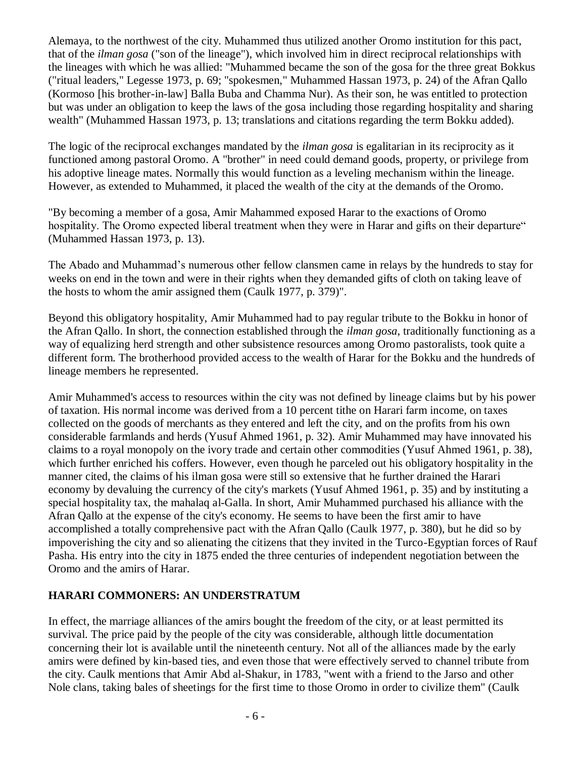Alemaya, to the northwest of the city. Muhammed thus utilized another Oromo institution for this pact, that of the *ilman gosa* ("son of the lineage"), which involved him in direct reciprocal relationships with the lineages with which he was allied: "Muhammed became the son of the gosa for the three great Bokkus ("ritual leaders," Legesse 1973, p. 69; "spokesmen," Muhammed Hassan 1973, p. 24) of the Afran Qallo (Kormoso [his brother-in-law] Balla Buba and Chamma Nur). As their son, he was entitled to protection but was under an obligation to keep the laws of the gosa including those regarding hospitality and sharing wealth" (Muhammed Hassan 1973, p. 13; translations and citations regarding the term Bokku added).

The logic of the reciprocal exchanges mandated by the *ilman gosa* is egalitarian in its reciprocity as it functioned among pastoral Oromo. A "brother" in need could demand goods, property, or privilege from his adoptive lineage mates. Normally this would function as a leveling mechanism within the lineage. However, as extended to Muhammed, it placed the wealth of the city at the demands of the Oromo.

"By becoming a member of a gosa, Amir Mahammed exposed Harar to the exactions of Oromo hospitality. The Oromo expected liberal treatment when they were in Harar and gifts on their departure" (Muhammed Hassan 1973, p. 13).

The Abado and Muhammad's numerous other fellow clansmen came in relays by the hundreds to stay for weeks on end in the town and were in their rights when they demanded gifts of cloth on taking leave of the hosts to whom the amir assigned them (Caulk 1977, p. 379)".

Beyond this obligatory hospitality, Amir Muhammed had to pay regular tribute to the Bokku in honor of the Afran Qallo. In short, the connection established through the *ilman gosa*, traditionally functioning as a way of equalizing herd strength and other subsistence resources among Oromo pastoralists, took quite a different form. The brotherhood provided access to the wealth of Harar for the Bokku and the hundreds of lineage members he represented.

Amir Muhammed's access to resources within the city was not defined by lineage claims but by his power of taxation. His normal income was derived from a 10 percent tithe on Harari farm income, on taxes collected on the goods of merchants as they entered and left the city, and on the profits from his own considerable farmlands and herds (Yusuf Ahmed 1961, p. 32). Amir Muhammed may have innovated his claims to a royal monopoly on the ivory trade and certain other commodities (Yusuf Ahmed 1961, p. 38), which further enriched his coffers. However, even though he parceled out his obligatory hospitality in the manner cited, the claims of his ilman gosa were still so extensive that he further drained the Harari economy by devaluing the currency of the city's markets (Yusuf Ahmed 1961, p. 35) and by instituting a special hospitality tax, the mahalaq al-Galla. In short, Amir Muhammed purchased his alliance with the Afran Qallo at the expense of the city's economy. He seems to have been the first amir to have accomplished a totally comprehensive pact with the Afran Qallo (Caulk 1977, p. 380), but he did so by impoverishing the city and so alienating the citizens that they invited in the Turco-Egyptian forces of Rauf Pasha. His entry into the city in 1875 ended the three centuries of independent negotiation between the Oromo and the amirs of Harar.

## HARARI COMMONERS: AN UNDERSTRATUM

In effect, the marriage alliances of the amirs bought the freedom of the city, or at least permitted its survival. The price paid by the people of the city was considerable, although little documentation concerning their lot is available until the nineteenth century. Not all of the alliances made by the early amirs were defined by kin-based ties, and even those that were effectively served to channel tribute from the city. Caulk mentions that Amir Abd al-Shakur, in 1783, "went with a friend to the Jarso and other Nole clans, taking bales of sheetings for the first time to those Oromo in order to civilize them" (Caulk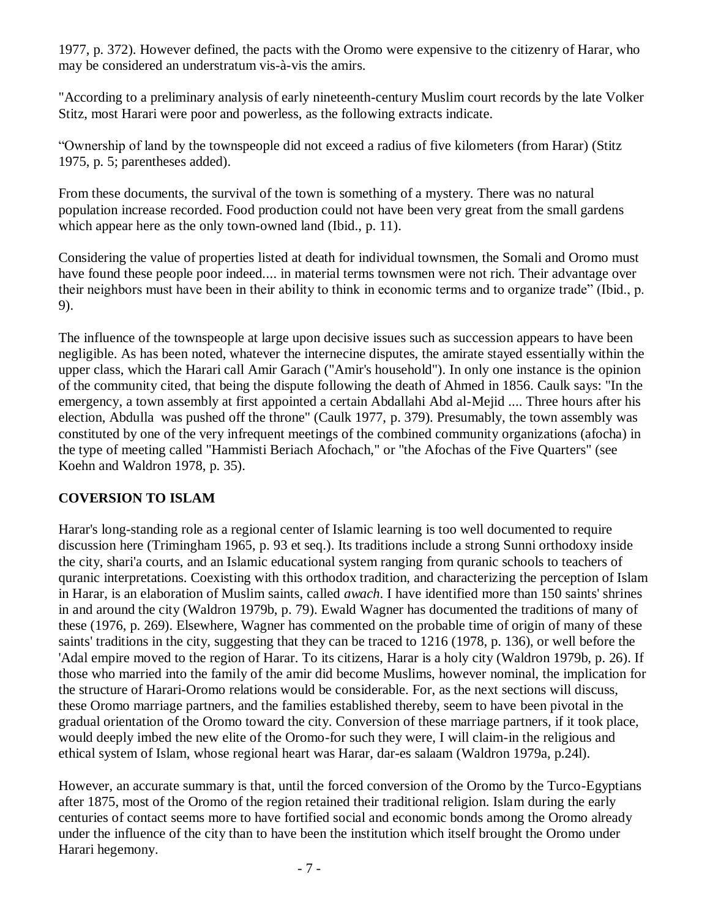1977, p. 372). However defined, the pacts with the Oromo were expensive to the citizenry of Harar, who may be considered an understratum vis-à-vis the amirs.

"According to a preliminary analysis of early nineteenth-century Muslim court records by the late Volker Stitz, most Harari were poor and powerless, as the following extracts indicate.

"Ownership of land by the townspeople did not exceed a radius of five kilometers (from Harar) (Stitz 1975, p. 5; parentheses added).

From these documents, the survival of the town is something of a mystery. There was no natural population increase recorded. Food production could not have been very great from the small gardens which appear here as the only town-owned land (Ibid., p. 11).

Considering the value of properties listed at death for individual townsmen, the Somali and Oromo must have found these people poor indeed.... in material terms townsmen were not rich. Their advantage over their neighbors must have been in their ability to think in economic terms and to organize trade" (Ibid., p. 9).

The influence of the townspeople at large upon decisive issues such as succession appears to have been negligible. As has been noted, whatever the internecine disputes, the amirate stayed essentially within the upper class, which the Harari call Amir Garach ("Amir's household"). In only one instance is the opinion of the community cited, that being the dispute following the death of Ahmed in 1856. Caulk says: "In the emergency, a town assembly at first appointed a certain Abdallahi Abd al-Mejid .... Three hours after his election, Abdulla was pushed off the throne" (Caulk 1977, p. 379). Presumably, the town assembly was constituted by one of the very infrequent meetings of the combined community organizations (afocha) in the type of meeting called "Hammisti Beriach Afochach," or "the Afochas of the Five Quarters" (see Koehn and Waldron 1978, p. 35).

## COVERSION TO ISLAM

Harar's long-standing role as a regional center of Islamic learning is too well documented to require discussion here (Trimingham 1965, p. 93 et seq.). Its traditions include a strong Sunni orthodoxy inside the city, shari'a courts, and an Islamic educational system ranging from quranic schools to teachers of quranic interpretations. Coexisting with this orthodox tradition, and characterizing the perception of Islam in Harar, is an elaboration of Muslim saints, called *awach*. I have identified more than 150 saints' shrines in and around the city (Waldron 1979b, p. 79). Ewald Wagner has documented the traditions of many of these (1976, p. 269). Elsewhere, Wagner has commented on the probable time of origin of many of these saints' traditions in the city, suggesting that they can be traced to 1216 (1978, p. 136), or well before the 'Adal empire moved to the region of Harar. To its citizens, Harar is a holy city (Waldron 1979b, p. 26). If those who married into the family of the amir did become Muslims, however nominal, the implication for the structure of Harari-Oromo relations would be considerable. For, as the next sections will discuss, these Oromo marriage partners, and the families established thereby, seem to have been pivotal in the gradual orientation of the Oromo toward the city. Conversion of these marriage partners, if it took place, would deeply imbed the new elite of the Oromo-for such they were, I will claim-in the religious and ethical system of Islam, whose regional heart was Harar, dar-es salaam (Waldron 1979a, p.24l).

However, an accurate summary is that, until the forced conversion of the Oromo by the Turco-Egyptians after 1875, most of the Oromo of the region retained their traditional religion. Islam during the early centuries of contact seems more to have fortified social and economic bonds among the Oromo already under the influence of the city than to have been the institution which itself brought the Oromo under Harari hegemony.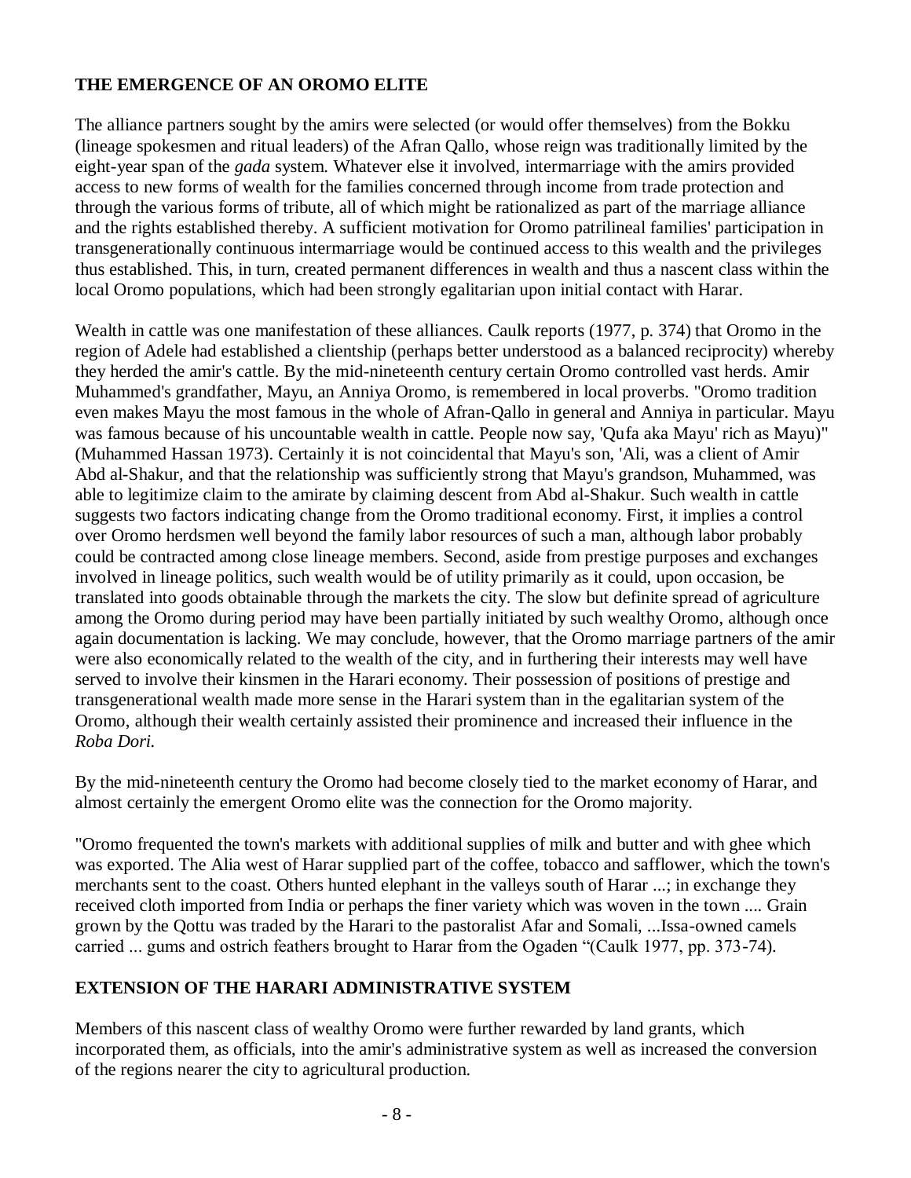## THE EMERGENCE OF AN OROMO ELITE

The alliance partners sought by the amirs were selected (or would offer themselves) from the Bokku (lineage spokesmen and ritual leaders) of the Afran Qallo, whose reign was traditionally limited by the eight-year span of the *gada* system. Whatever else it involved, intermarriage with the amirs provided access to new forms of wealth for the families concerned through income from trade protection and through the various forms of tribute, all of which might be rationalized as part of the marriage alliance and the rights established thereby. A sufficient motivation for Oromo patrilineal families' participation in transgenerationally continuous intermarriage would be continued access to this wealth and the privileges thus established. This, in turn, created permanent differences in wealth and thus a nascent class within the local Oromo populations, which had been strongly egalitarian upon initial contact with Harar.

Wealth in cattle was one manifestation of these alliances. Caulk reports (1977, p. 374) that Oromo in the region of Adele had established a clientship (perhaps better understood as a balanced reciprocity) whereby they herded the amir's cattle. By the mid-nineteenth century certain Oromo controlled vast herds. Amir Muhammed's grandfather, Mayu, an Anniya Oromo, is remembered in local proverbs. "Oromo tradition even makes Mayu the most famous in the whole of Afran-Qallo in general and Anniya in particular. Mayu was famous because of his uncountable wealth in cattle. People now say, 'Qufa aka Mayu' rich as Mayu)" (Muhammed Hassan 1973). Certainly it is not coincidental that Mayu's son, 'Ali, was a client of Amir Abd al-Shakur, and that the relationship was sufficiently strong that Mayu's grandson, Muhammed, was able to legitimize claim to the amirate by claiming descent from Abd al-Shakur. Such wealth in cattle suggests two factors indicating change from the Oromo traditional economy. First, it implies a control over Oromo herdsmen well beyond the family labor resources of such a man, although labor probably could be contracted among close lineage members. Second, aside from prestige purposes and exchanges involved in lineage politics, such wealth would be of utility primarily as it could, upon occasion, be translated into goods obtainable through the markets the city. The slow but definite spread of agriculture among the Oromo during period may have been partially initiated by such wealthy Oromo, although once again documentation is lacking. We may conclude, however, that the Oromo marriage partners of the amir were also economically related to the wealth of the city, and in furthering their interests may well have served to involve their kinsmen in the Harari economy. Their possession of positions of prestige and transgenerational wealth made more sense in the Harari system than in the egalitarian system of the Oromo, although their wealth certainly assisted their prominence and increased their influence in the *Roba Dori*.

By the mid-nineteenth century the Oromo had become closely tied to the market economy of Harar, and almost certainly the emergent Oromo elite was the connection for the Oromo majority.

"Oromo frequented the town's markets with additional supplies of milk and butter and with ghee which was exported. The Alia west of Harar supplied part of the coffee, tobacco and safflower, which the town's merchants sent to the coast. Others hunted elephant in the valleys south of Harar ...; in exchange they received cloth imported from India or perhaps the finer variety which was woven in the town .... Grain grown by the Qottu was traded by the Harari to the pastoralist Afar and Somali, ...Issa-owned camels carried ... gums and ostrich feathers brought to Harar from the Ogaden "(Caulk 1977, pp. 373-74).

## EXTENSION OF THE HARARI ADMINISTRATIVE SYSTEM

Members of this nascent class of wealthy Oromo were further rewarded by land grants, which incorporated them, as officials, into the amir's administrative system as well as increased the conversion of the regions nearer the city to agricultural production.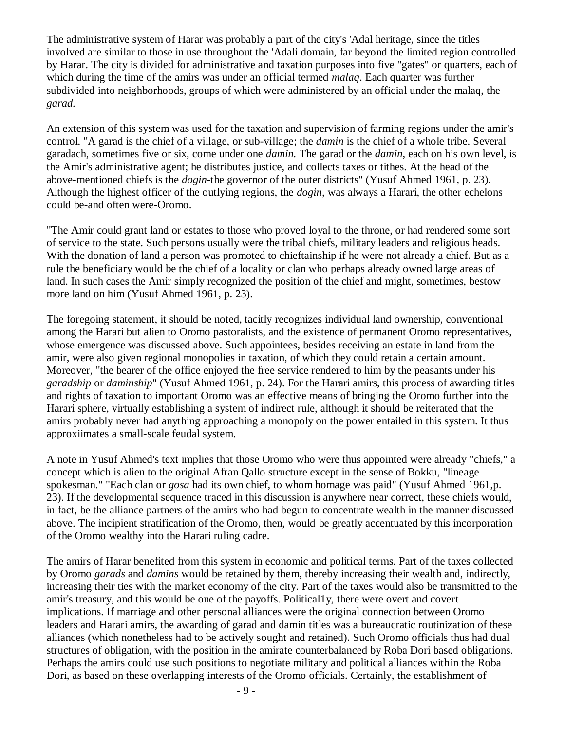The administrative system of Harar was probably a part of the city's 'Adal heritage, since the titles involved are similar to those in use throughout the 'Adali domain, far beyond the limited region controlled by Harar. The city is divided for administrative and taxation purposes into five "gates" or quarters, each of which during the time of the amirs was under an official termed *malaq*. Each quarter was further subdivided into neighborhoods, groups of which were administered by an official under the malaq, the *garad*.

An extension of this system was used for the taxation and supervision of farming regions under the amir's control. "A garad is the chief of a village, or sub-village; the *damin* is the chief of a whole tribe. Several garadach, sometimes five or six, come under one *damin.* The garad or the *damin*, each on his own level, is the Amir's administrative agent; he distributes justice, and collects taxes or tithes. At the head of the above-mentioned chiefs is the *dogin*-the governor of the outer districts" (Yusuf Ahmed 1961, p. 23). Although the highest officer of the outlying regions, the *dogin*, was always a Harari, the other echelons could be-and often were-Oromo.

"The Amir could grant land or estates to those who proved loyal to the throne, or had rendered some sort of service to the state. Such persons usually were the tribal chiefs, military leaders and religious heads. With the donation of land a person was promoted to chieftainship if he were not already a chief. But as a rule the beneficiary would be the chief of a locality or clan who perhaps already owned large areas of land. In such cases the Amir simply recognized the position of the chief and might, sometimes, bestow more land on him (Yusuf Ahmed 1961, p. 23).

The foregoing statement, it should be noted, tacitly recognizes individual land ownership, conventional among the Harari but alien to Oromo pastoralists, and the existence of permanent Oromo representatives, whose emergence was discussed above. Such appointees, besides receiving an estate in land from the amir, were also given regional monopolies in taxation, of which they could retain a certain amount. Moreover, "the bearer of the office enjoyed the free service rendered to him by the peasants under his *garadship* or *daminship*" (Yusuf Ahmed 1961, p. 24). For the Harari amirs, this process of awarding titles and rights of taxation to important Oromo was an effective means of bringing the Oromo further into the Harari sphere, virtually establishing a system of indirect rule, although it should be reiterated that the amirs probably never had anything approaching a monopoly on the power entailed in this system. It thus approxiimates a small-scale feudal system.

A note in Yusuf Ahmed's text implies that those Oromo who were thus appointed were already "chiefs," a concept which is alien to the original Afran Qallo structure except in the sense of Bokku, "lineage spokesman." "Each clan or *gosa* had its own chief, to whom homage was paid" (Yusuf Ahmed 1961,p. 23). If the developmental sequence traced in this discussion is anywhere near correct, these chiefs would, in fact, be the alliance partners of the amirs who had begun to concentrate wealth in the manner discussed above. The incipient stratification of the Oromo, then, would be greatly accentuated by this incorporation of the Oromo wealthy into the Harari ruling cadre.

The amirs of Harar benefited from this system in economic and political terms. Part of the taxes collected by Oromo *garads* and *damins* would be retained by them, thereby increasing their wealth and, indirectly, increasing their ties with the market economy of the city. Part of the taxes would also be transmitted to the amir's treasury, and this would be one of the payoffs. Political1y, there were overt and covert implications. If marriage and other personal alliances were the original connection between Oromo leaders and Harari amirs, the awarding of garad and damin titles was a bureaucratic routinization of these alliances (which nonetheless had to be actively sought and retained). Such Oromo officials thus had dual structures of obligation, with the position in the amirate counterbalanced by Roba Dori based obligations. Perhaps the amirs could use such positions to negotiate military and political alliances within the Roba Dori, as based on these overlapping interests of the Oromo officials. Certainly, the establishment of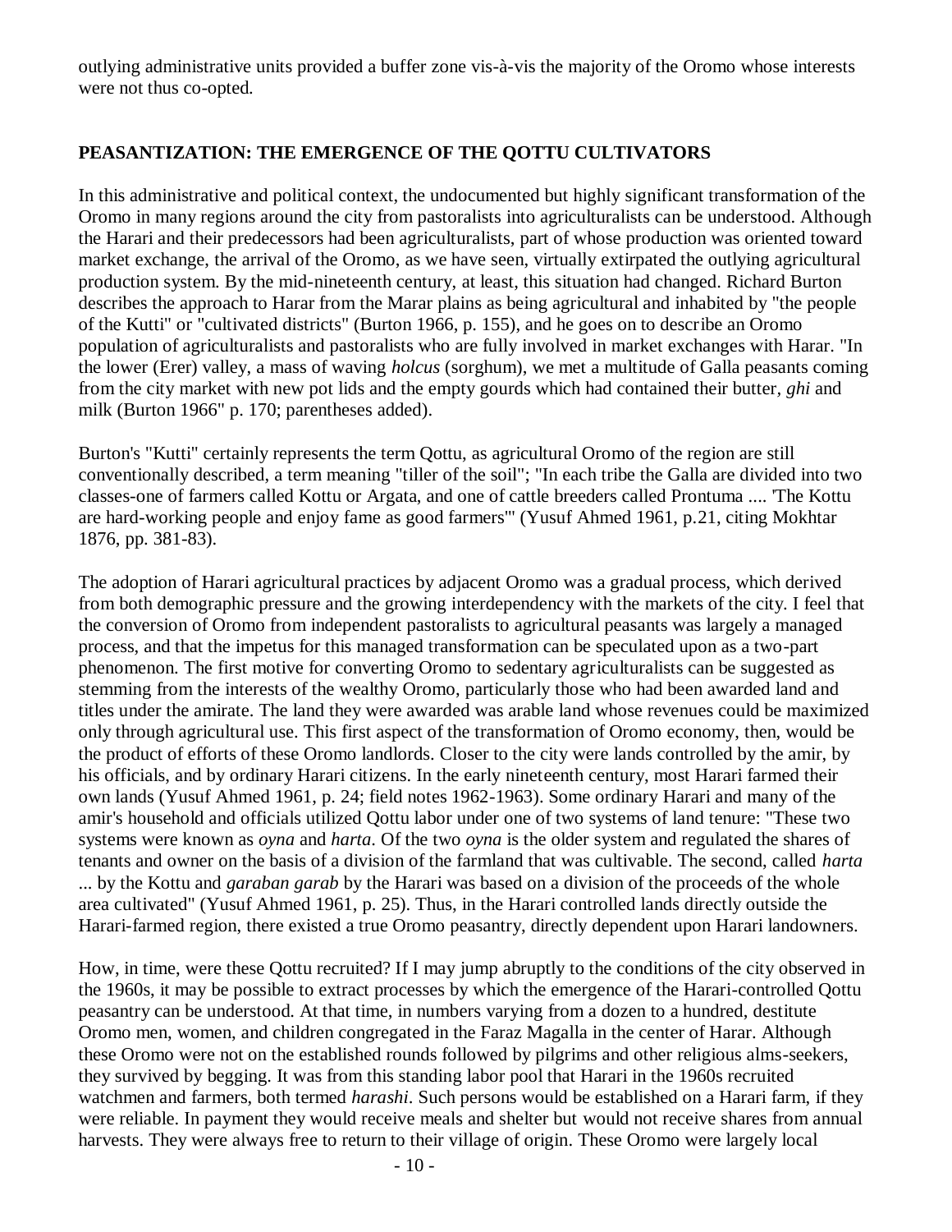outlying administrative units provided a buffer zone vis-à-vis the majority of the Oromo whose interests were not thus co-opted.

## PEASANTIZATION: THE EMERGENCE OF THE QOTTU CULTIVATORS

In this administrative and political context, the undocumented but highly significant transformation of the Oromo in many regions around the city from pastoralists into agriculturalists can be understood. Although the Harari and their predecessors had been agriculturalists, part of whose production was oriented toward market exchange, the arrival of the Oromo, as we have seen, virtually extirpated the outlying agricultural production system. By the mid-nineteenth century, at least, this situation had changed. Richard Burton describes the approach to Harar from the Marar plains as being agricultural and inhabited by "the people of the Kutti" or "cultivated districts" (Burton 1966, p. 155), and he goes on to describe an Oromo population of agriculturalists and pastoralists who are fully involved in market exchanges with Harar. "In the lower (Erer) valley, a mass of waving *holcus* (sorghum), we met a multitude of Galla peasants coming from the city market with new pot lids and the empty gourds which had contained their butter, *ghi* and milk (Burton 1966" p. 170; parentheses added).

Burton's "Kutti" certainly represents the term Qottu, as agricultural Oromo of the region are still conventionally described, a term meaning "tiller of the soil"; "In each tribe the Galla are divided into two classes-one of farmers called Kottu or Argata, and one of cattle breeders called Prontuma .... 'The Kottu are hard-working people and enjoy fame as good farmers'" (Yusuf Ahmed 1961, p.21, citing Mokhtar 1876, pp. 381-83).

The adoption of Harari agricultural practices by adjacent Oromo was a gradual process, which derived from both demographic pressure and the growing interdependency with the markets of the city. I feel that the conversion of Oromo from independent pastoralists to agricultural peasants was largely a managed process, and that the impetus for this managed transformation can be speculated upon as a two-part phenomenon. The first motive for converting Oromo to sedentary agriculturalists can be suggested as stemming from the interests of the wealthy Oromo, particularly those who had been awarded land and titles under the amirate. The land they were awarded was arable land whose revenues could be maximized only through agricultural use. This first aspect of the transformation of Oromo economy, then, would be the product of efforts of these Oromo landlords. Closer to the city were lands controlled by the amir, by his officials, and by ordinary Harari citizens. In the early nineteenth century, most Harari farmed their own lands (Yusuf Ahmed 1961, p. 24; field notes 1962-1963). Some ordinary Harari and many of the amir's household and officials utilized Qottu labor under one of two systems of land tenure: "These two systems were known as *oyna* and *harta*. Of the two *oyna* is the older system and regulated the shares of tenants and owner on the basis of a division of the farmland that was cultivable. The second, called *harta* ... by the Kottu and *garaban garab* by the Harari was based on a division of the proceeds of the whole area cultivated" (Yusuf Ahmed 1961, p. 25). Thus, in the Harari controlled lands directly outside the Harari-farmed region, there existed a true Oromo peasantry, directly dependent upon Harari landowners.

How, in time, were these Qottu recruited? If I may jump abruptly to the conditions of the city observed in the 1960s, it may be possible to extract processes by which the emergence of the Harari-controlled Qottu peasantry can be understood. At that time, in numbers varying from a dozen to a hundred, destitute Oromo men, women, and children congregated in the Faraz Magalla in the center of Harar. Although these Oromo were not on the established rounds followed by pilgrims and other religious alms-seekers, they survived by begging. It was from this standing labor pool that Harari in the 1960s recruited watchmen and farmers, both termed *harashi*. Such persons would be established on a Harari farm, if they were reliable. In payment they would receive meals and shelter but would not receive shares from annual harvests. They were always free to return to their village of origin. These Oromo were largely local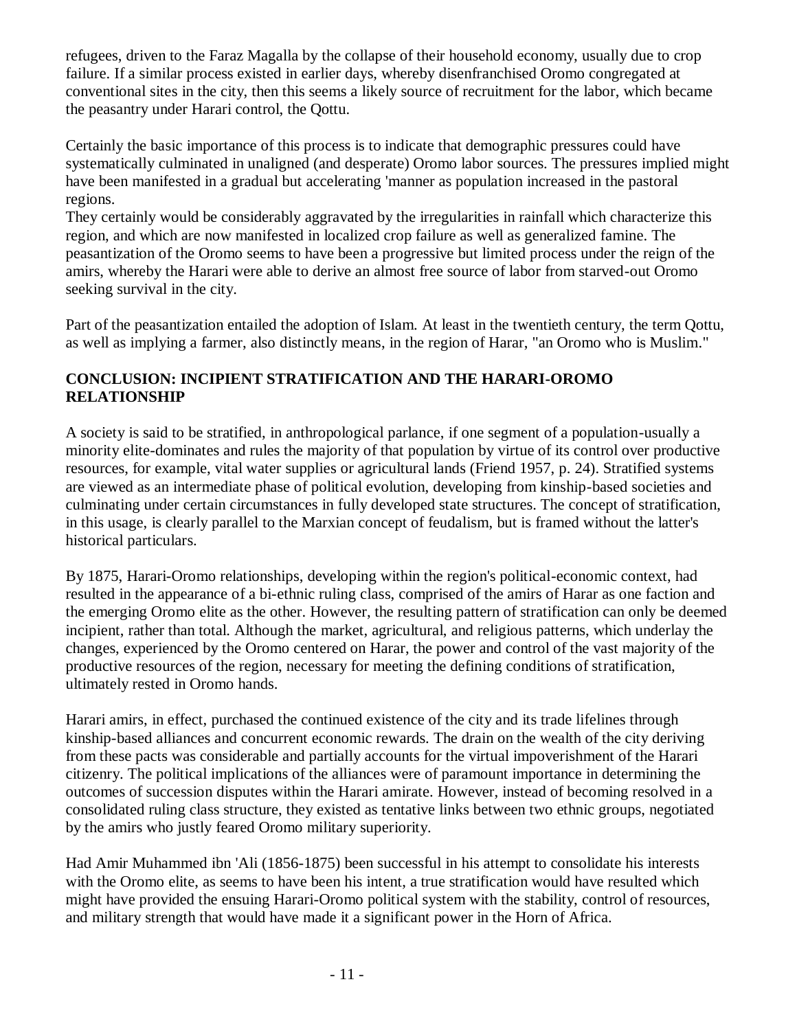refugees, driven to the Faraz Magalla by the collapse of their household economy, usually due to crop failure. If a similar process existed in earlier days, whereby disenfranchised Oromo congregated at conventional sites in the city, then this seems a likely source of recruitment for the labor, which became the peasantry under Harari control, the Qottu.

Certainly the basic importance of this process is to indicate that demographic pressures could have systematically culminated in unaligned (and desperate) Oromo labor sources. The pressures implied might have been manifested in a gradual but accelerating 'manner as population increased in the pastoral regions.
They certainly would be considerably aggravated by the irregularities in rainfall which characterize this region, and which are now manifested in localized crop failure as well as generalized famine. The peasantization of the Oromo seems to have been a progressive but limited process under the reign of the amirs, whereby the Harari were able to derive an almost free source of labor from starved-out Oromo seeking survival in the city.

Part of the peasantization entailed the adoption of Islam. At least in the twentieth century, the term Qottu, as well as implying a farmer, also distinctly means, in the region of Harar, "an Oromo who is Muslim."

## CONCLUSION: INCIPIENT STRATIFICATION AND THE HARARI-OROMO RELATIONSHIP

A society is said to be stratified, in anthropological parlance, if one segment of a population-usually a minority elite-dominates and rules the majority of that population by virtue of its control over productive resources, for example, vital water supplies or agricultural lands (Friend 1957, p. 24). Stratified systems are viewed as an intermediate phase of political evolution, developing from kinship-based societies and culminating under certain circumstances in fully developed state structures. The concept of stratification, in this usage, is clearly parallel to the Marxian concept of feudalism, but is framed without the latter's historical particulars.

By 1875, Harari-Oromo relationships, developing within the region's political-economic context, had resulted in the appearance of a bi-ethnic ruling class, comprised of the amirs of Harar as one faction and the emerging Oromo elite as the other. However, the resulting pattern of stratification can only be deemed incipient, rather than total. Although the market, agricultural, and religious patterns, which underlay the changes, experienced by the Oromo centered on Harar, the power and control of the vast majority of the productive resources of the region, necessary for meeting the defining conditions of stratification, ultimately rested in Oromo hands.

Harari amirs, in effect, purchased the continued existence of the city and its trade lifelines through kinship-based alliances and concurrent economic rewards. The drain on the wealth of the city deriving from these pacts was considerable and partially accounts for the virtual impoverishment of the Harari citizenry. The political implications of the alliances were of paramount importance in determining the outcomes of succession disputes within the Harari amirate. However, instead of becoming resolved in a consolidated ruling class structure, they existed as tentative links between two ethnic groups, negotiated by the amirs who justly feared Oromo military superiority.

Had Amir Muhammed ibn 'Ali (1856-1875) been successful in his attempt to consolidate his interests with the Oromo elite, as seems to have been his intent, a true stratification would have resulted which might have provided the ensuing Harari-Oromo political system with the stability, control of resources, and military strength that would have made it a significant power in the Horn of Africa.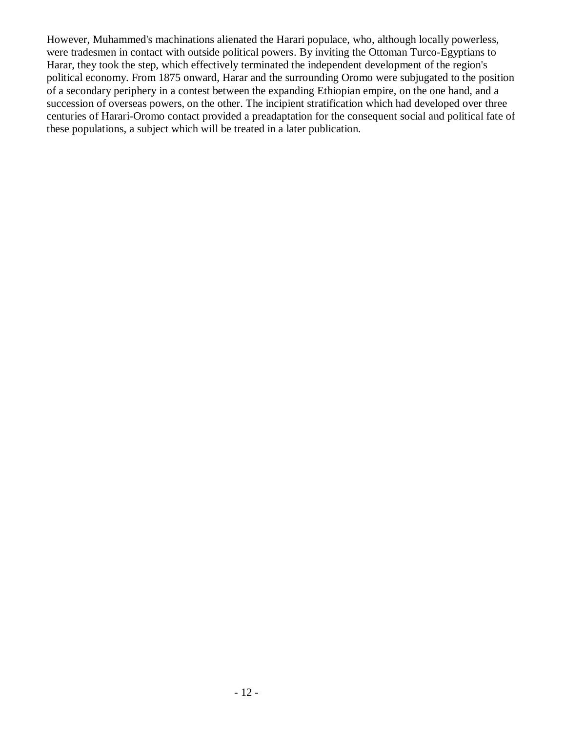However, Muhammed's machinations alienated the Harari populace, who, although locally powerless, were tradesmen in contact with outside political powers. By inviting the Ottoman Turco-Egyptians to Harar, they took the step, which effectively terminated the independent development of the region's political economy. From 1875 onward, Harar and the surrounding Oromo were subjugated to the position of a secondary periphery in a contest between the expanding Ethiopian empire, on the one hand, and a succession of overseas powers, on the other. The incipient stratification which had developed over three centuries of Harari-Oromo contact provided a preadaptation for the consequent social and political fate of these populations, a subject which will be treated in a later publication.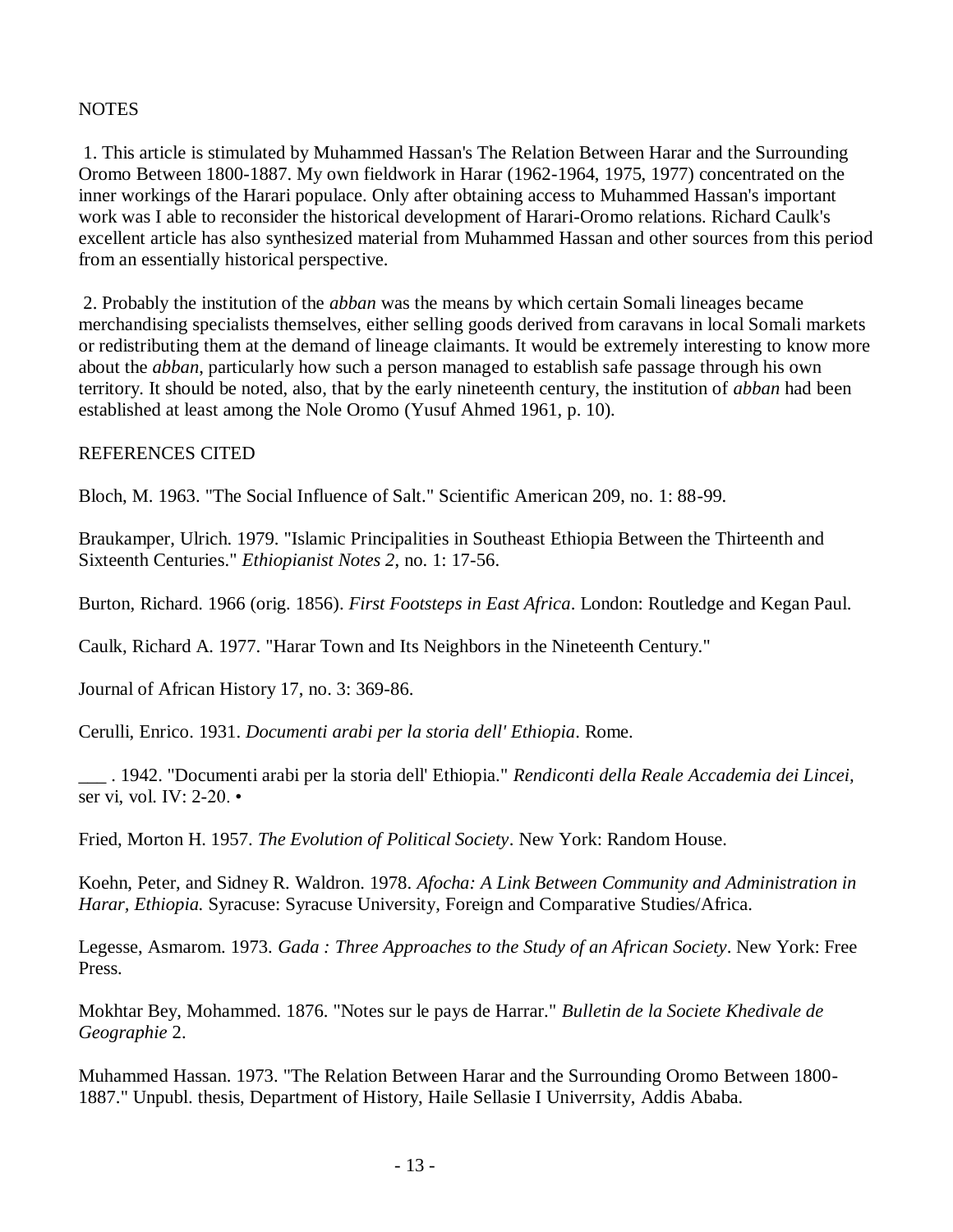## NOTES

1. This article is stimulated by Muhammed Hassan's The Relation Between Harar and the Surrounding Oromo Between 1800-1887. My own fieldwork in Harar (1962-1964, 1975, 1977) concentrated on the inner workings of the Harari populace. Only after obtaining access to Muhammed Hassan's important work was I able to reconsider the historical development of Harari-Oromo relations. Richard Caulk's excellent article has also synthesized material from Muhammed Hassan and other sources from this period from an essentially historical perspective.

2. Probably the institution of the *abban* was the means by which certain Somali lineages became merchandising specialists themselves, either selling goods derived from caravans in local Somali markets or redistributing them at the demand of lineage claimants. It would be extremely interesting to know more about the *abban*, particularly how such a person managed to establish safe passage through his own territory. It should be noted, also, that by the early nineteenth century, the institution of *abban* had been established at least among the Nole Oromo (Yusuf Ahmed 1961, p. 10).

## REFERENCES CITED

Bloch, M. 1963. "The Social Influence of Salt." Scientific American 209, no. 1: 88-99.

Braukamper, Ulrich. 1979. "Islamic Principalities in Southeast Ethiopia Between the Thirteenth and Sixteenth Centuries." *Ethiopianist Notes 2*, no. 1: 17-56.

Burton, Richard. 1966 (orig. 1856). *First Footsteps in East Africa*. London: Routledge and Kegan Paul.

Caulk, Richard A. 1977. "Harar Town and Its Neighbors in the Nineteenth Century."

Journal of African History 17, no. 3: 369-86.

Cerulli, Enrico. 1931. *Documenti arabi per la storia dell' Ethiopia*. Rome.

___ . 1942. "Documenti arabi per la storia dell' Ethiopia." *Rendiconti della Reale Accademia dei Lincei*, ser vi, vol. IV: 2-20. •

Fried, Morton H. 1957. *The Evolution of Political Society*. New York: Random House.

Koehn, Peter, and Sidney R. Waldron. 1978. *Afocha: A Link Between Community and Administration in Harar, Ethiopia.* Syracuse: Syracuse University, Foreign and Comparative Studies/Africa.

Legesse, Asmarom. 1973. *Gada : Three Approaches to the Study of an African Society*. New York: Free Press.

Mokhtar Bey, Mohammed. 1876. "Notes sur le pays de Harrar." *Bulletin de la Societe Khedivale de Geographie* 2.

Muhammed Hassan. 1973. "The Relation Between Harar and the Surrounding Oromo Between 1800-1887." Unpubl. thesis, Department of History, Haile Sellasie I Univerrsity, Addis Ababa.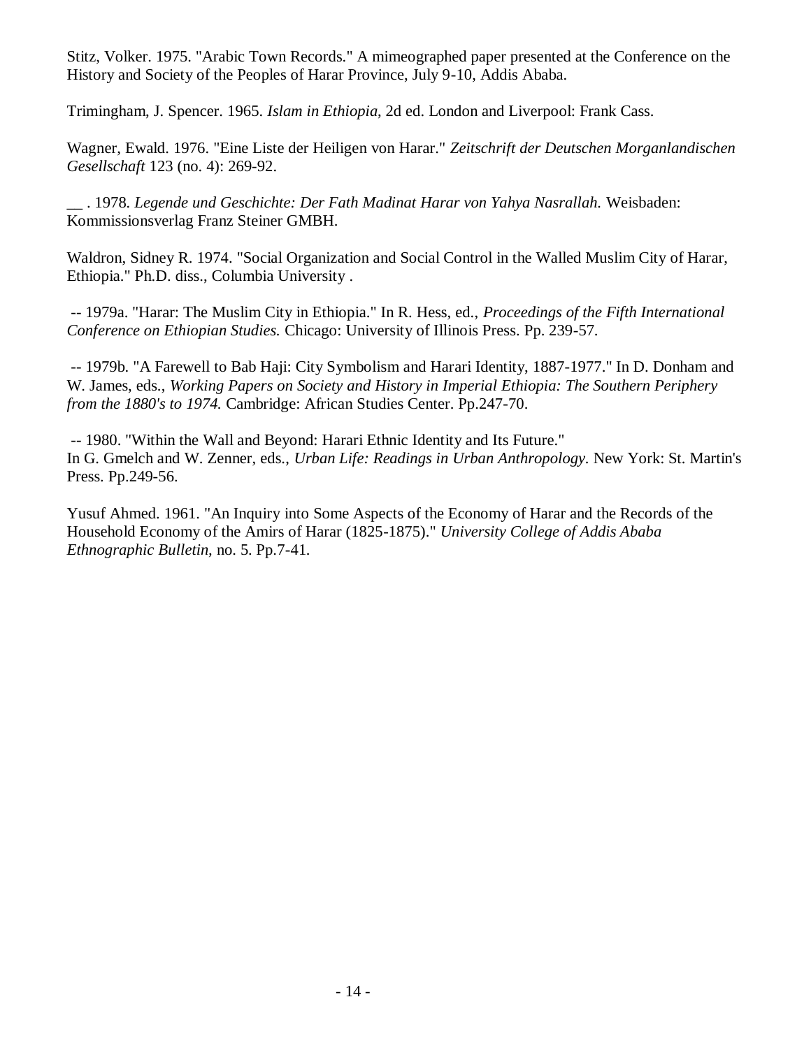Stitz, Volker. 1975. "Arabic Town Records." A mimeographed paper presented at the Conference on the History and Society of the Peoples of Harar Province, July 9-10, Addis Ababa.

Trimingham, J. Spencer. 1965. *Islam in Ethiopia*, 2d ed. London and Liverpool: Frank Cass.

Wagner, Ewald. 1976. "Eine Liste der Heiligen von Harar." *Zeitschrift der Deutschen Morganlandischen Gesellschaft* 123 (no. 4): 269-92.

__ . 1978. *Legende und Geschichte: Der Fath Madinat Harar von Yahya Nasrallah.* Weisbaden: Kommissionsverlag Franz Steiner GMBH.

Waldron, Sidney R. 1974. "Social Organization and Social Control in the Walled Muslim City of Harar, Ethiopia." Ph.D. diss., Columbia University .

-- 1979a. "Harar: The Muslim City in Ethiopia." In R. Hess, ed., *Proceedings of the Fifth International Conference on Ethiopian Studies.* Chicago: University of Illinois Press. Pp. 239-57.

-- 1979b. "A Farewell to Bab Haji: City Symbolism and Harari Identity, 1887-1977." In D. Donham and W. James, eds., *Working Papers on Society and History in Imperial Ethiopia: The Southern Periphery from the 1880's to 1974.* Cambridge: African Studies Center. Pp.247-70.

-- 1980. "Within the Wall and Beyond: Harari Ethnic Identity and Its Future." In G. Gmelch and W. Zenner, eds., *Urban Life: Readings in Urban Anthropology.* New York: St. Martin's Press. Pp.249-56.

Yusuf Ahmed. 1961. "An Inquiry into Some Aspects of the Economy of Harar and the Records of the Household Economy of the Amirs of Harar (1825-1875)." *University College of Addis Ababa Ethnographic Bulletin,* no. 5. Pp.7-41.